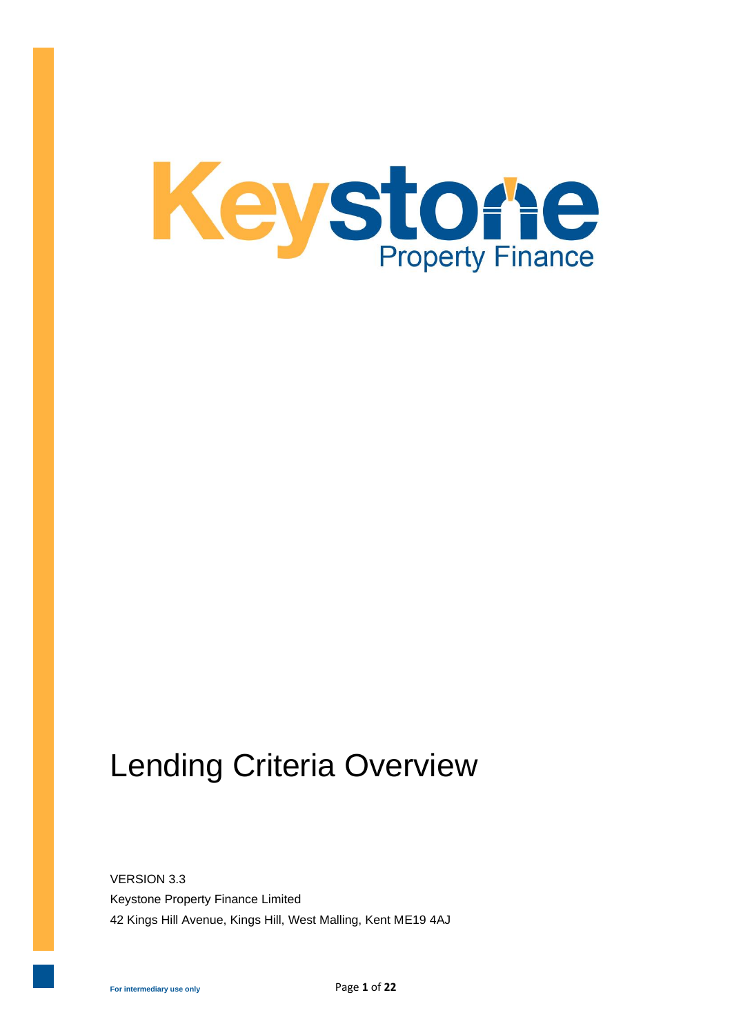# Keystone Property Finance

# Lending Criteria Overview

VERSION 3.3

Keystone Property Finance Limited

42 Kings Hill Avenue, Kings Hill, West Malling, Kent ME19 4AJ

For intermediary use only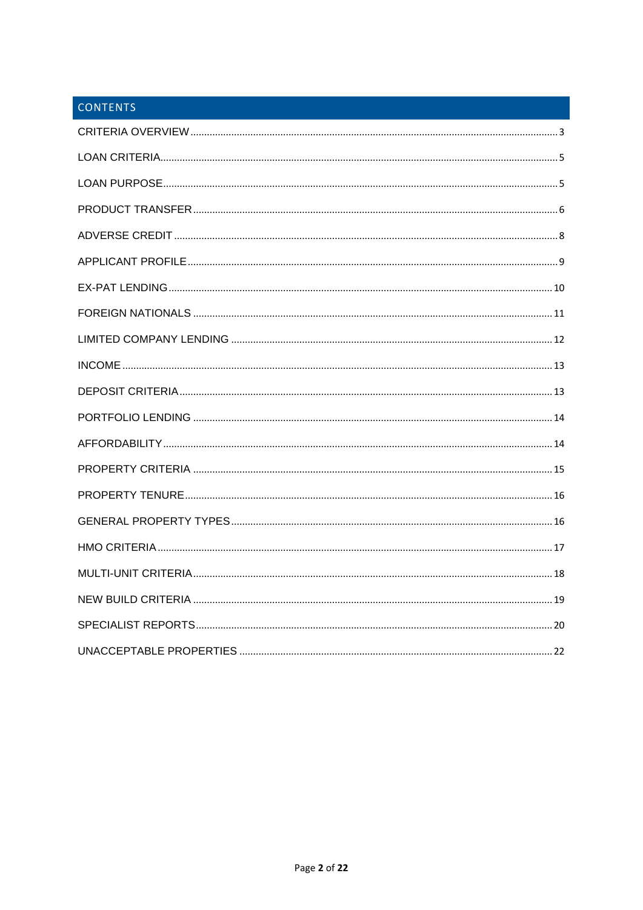## CONTENTS

CRITERIA OVERVIEW ........................................................................ 3

LOAN CRITERIA ................................................................................ 5

LOAN PURPOSE ................................................................................ 5

PRODUCT TRANSFER ........................................................................ 6

ADVERSE CREDIT ............................................................................. 8

APPLICANT PROFILE ........................................................................ 9

EX-PAT LENDING .............................................................................. 10

FOREIGN NATIONALS ...................................................................... 11

LIMITED COMPANY LENDING .......................................................... 12

INCOME ............................................................................................ 13

DEPOSIT CRITERIA .......................................................................... 13

PORTFOLIO LENDING ...................................................................... 14

AFFORDABILITY ............................................................................... 14

PROPERTY CRITERIA ...................................................................... 15

PROPERTY TENURE ......................................................................... 16

GENERAL PROPERTY TYPES ........................................................... 16

HMO CRITERIA ................................................................................. 17

MULTI-UNIT CRITERIA ...................................................................... 18

NEW BUILD CRITERIA ...................................................................... 19

SPECIALIST REPORTS ..................................................................... 20

UNACCEPTABLE PROPERTIES ........................................................ 22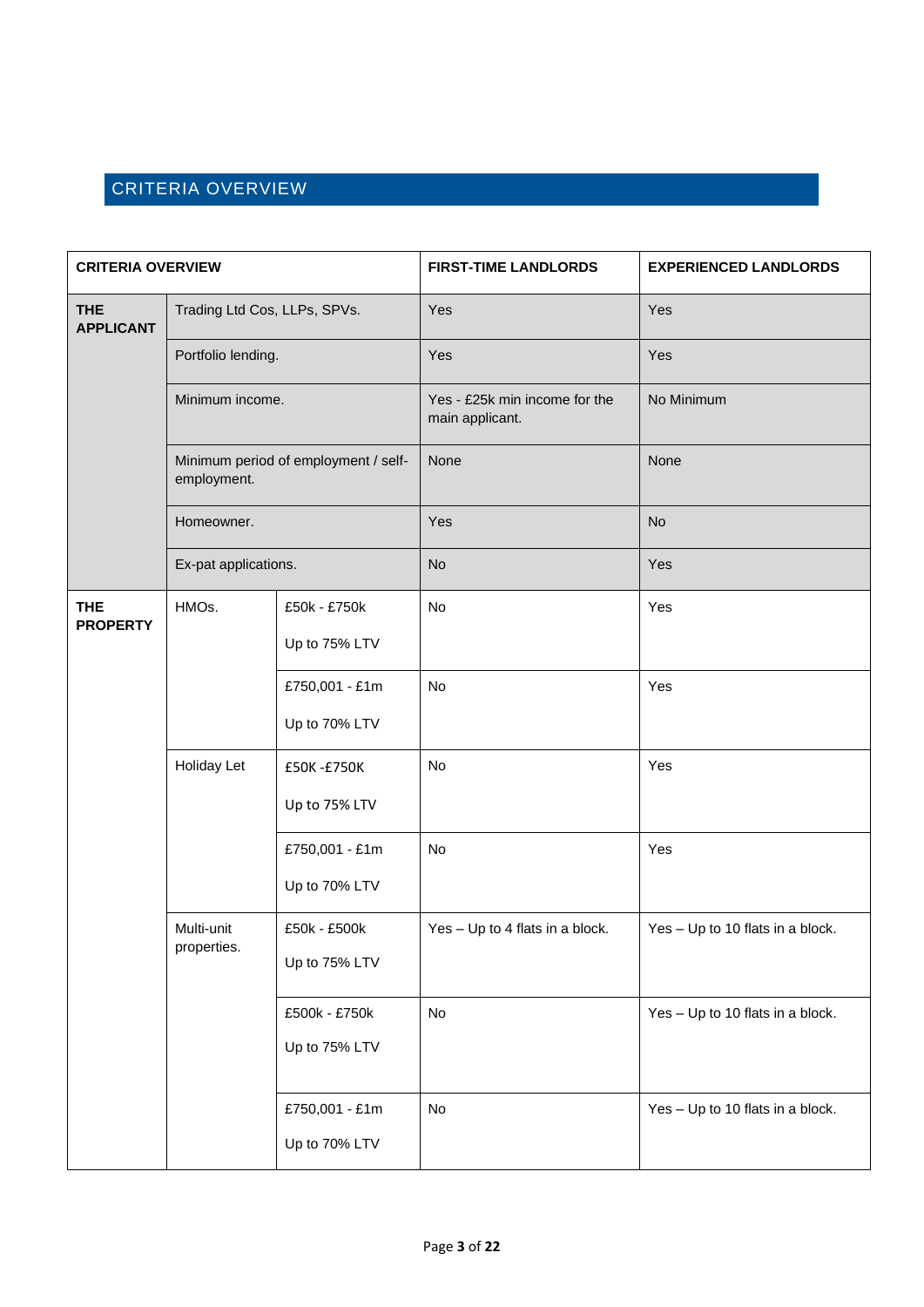## CRITERIA OVERVIEW

| CRITERIA OVERVIEW | | | FIRST-TIME LANDLORDS | EXPERIENCED LANDLORDS |
|---|---|---|---|---|
| **THE APPLICANT** | Trading Ltd Cos, LLPs, SPVs. | | Yes | Yes |
| | Portfolio lending. | | Yes | Yes |
| | Minimum income. | | Yes - £25k min income for the main applicant. | No Minimum |
| | Minimum period of employment / self-employment. | | None | None |
| | Homeowner. | | Yes | No |
| | Ex-pat applications. | | No | Yes |
| **THE PROPERTY** | HMOs. | £50k - £750k<br>Up to 75% LTV | No | Yes |
| | | £750,001 - £1m<br>Up to 70% LTV | No | Yes |
| | Holiday Let | £50K -£750K<br>Up to 75% LTV | No | Yes |
| | | £750,001 - £1m<br>Up to 70% LTV | No | Yes |
| | Multi-unit properties. | £50k - £500k<br>Up to 75% LTV | Yes – Up to 4 flats in a block. | Yes – Up to 10 flats in a block. |
| | | £500k - £750k<br>Up to 75% LTV | No | Yes – Up to 10 flats in a block. |
| | | £750,001 - £1m<br>Up to 70% LTV | No | Yes – Up to 10 flats in a block. |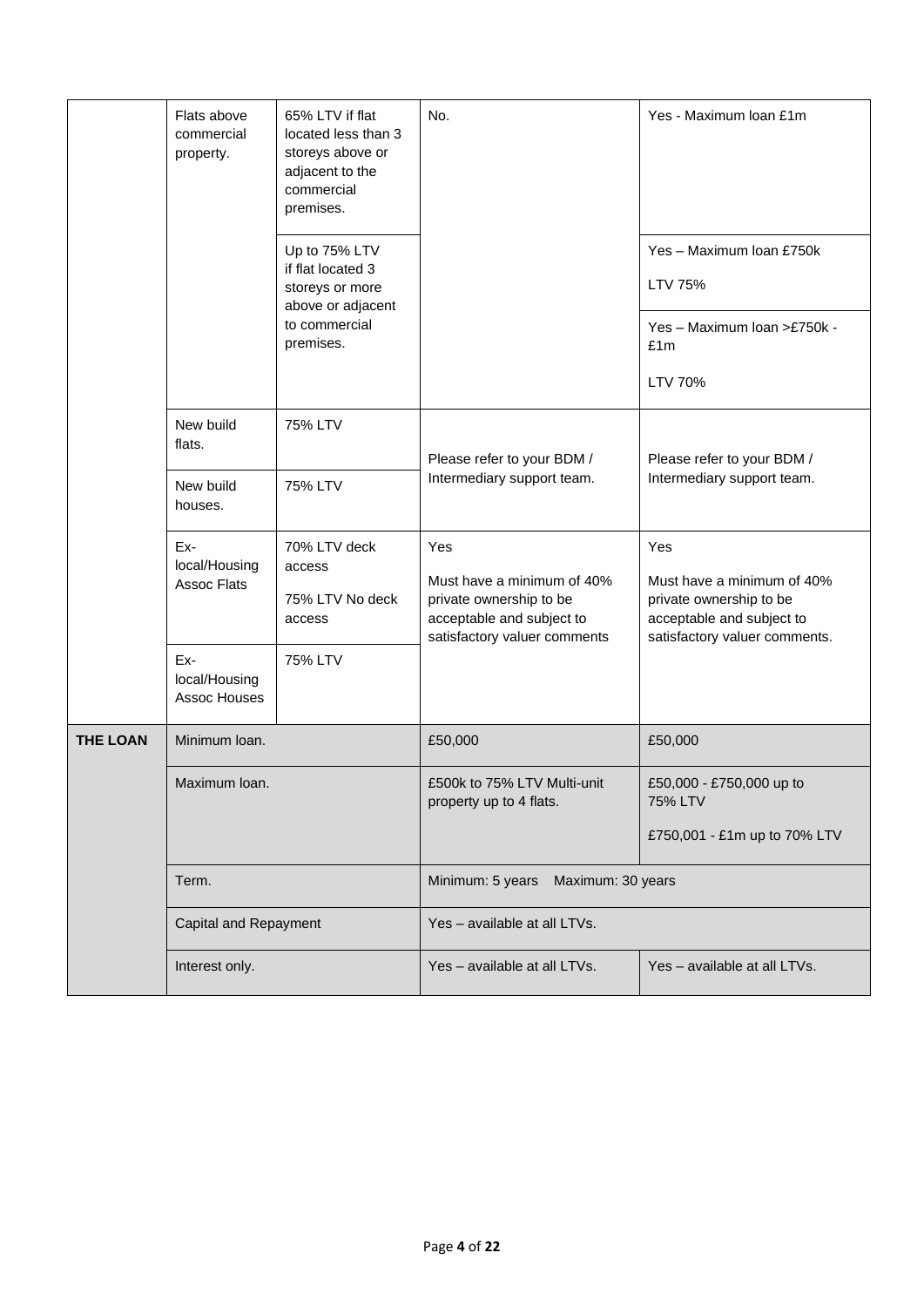| | | | | |
|---|---|---|---|---|
| | Flats above commercial property. | 65% LTV if flat located less than 3 storeys above or adjacent to the commercial premises. | No. | Yes - Maximum loan £1m |
| | | Up to 75% LTV if flat located 3 storeys or more above or adjacent to commercial premises. | | Yes – Maximum loan £750k<br><br>LTV 75% |
| | | | | Yes – Maximum loan >£750k - £1m<br><br>LTV 70% |
| | New build flats. | 75% LTV | Please refer to your BDM / Intermediary support team. | Please refer to your BDM / Intermediary support team. |
| | New build houses. | 75% LTV | | |
| | Ex-local/Housing Assoc Flats | 70% LTV deck access<br><br>75% LTV No deck access | Yes<br><br>Must have a minimum of 40% private ownership to be acceptable and subject to satisfactory valuer comments | Yes<br><br>Must have a minimum of 40% private ownership to be acceptable and subject to satisfactory valuer comments. |
| | Ex-local/Housing Assoc Houses | 75% LTV | | |
| **THE LOAN** | Minimum loan. | | £50,000 | £50,000 |
| | Maximum loan. | | £500k to 75% LTV Multi-unit property up to 4 flats. | £50,000 - £750,000 up to 75% LTV<br><br>£750,001 - £1m up to 70% LTV |
| | Term. | | Minimum: 5 years Maximum: 30 years | |
| | Capital and Repayment | | Yes – available at all LTVs. | |
| | Interest only. | | Yes – available at all LTVs. | Yes – available at all LTVs. |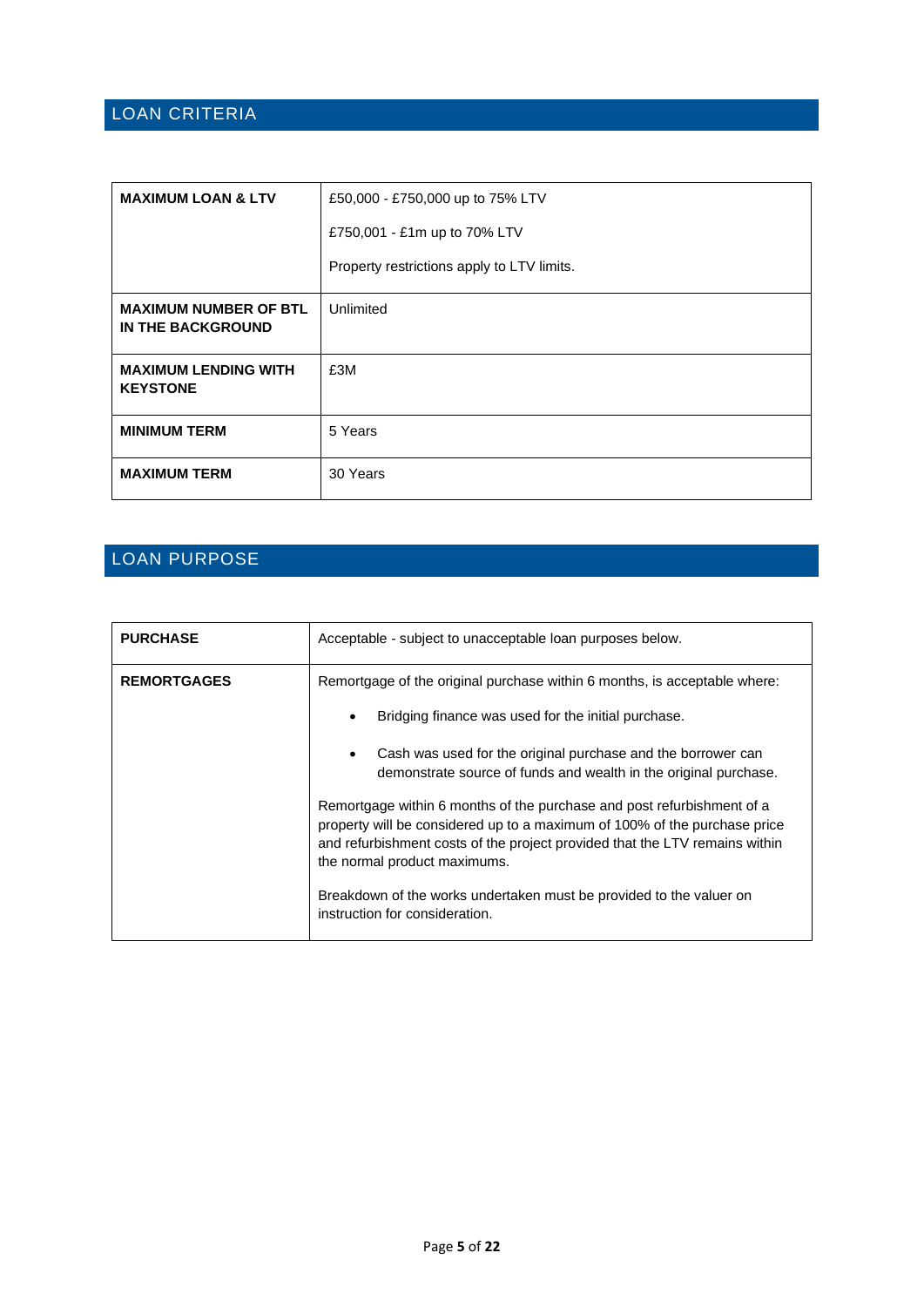## LOAN CRITERIA

| | |
|---|---|
| **MAXIMUM LOAN & LTV** | £50,000 - £750,000 up to 75% LTV<br><br>£750,001 - £1m up to 70% LTV<br><br>Property restrictions apply to LTV limits. |
| **MAXIMUM NUMBER OF BTL IN THE BACKGROUND** | Unlimited |
| **MAXIMUM LENDING WITH KEYSTONE** | £3M |
| **MINIMUM TERM** | 5 Years |
| **MAXIMUM TERM** | 30 Years |

## LOAN PURPOSE

| | |
|---|---|
| **PURCHASE** | Acceptable - subject to unacceptable loan purposes below. |
| **REMORTGAGES** | Remortgage of the original purchase within 6 months, is acceptable where:<br><br>• Bridging finance was used for the initial purchase.<br><br>• Cash was used for the original purchase and the borrower can demonstrate source of funds and wealth in the original purchase.<br><br>Remortgage within 6 months of the purchase and post refurbishment of a property will be considered up to a maximum of 100% of the purchase price and refurbishment costs of the project provided that the LTV remains within the normal product maximums.<br><br>Breakdown of the works undertaken must be provided to the valuer on instruction for consideration. |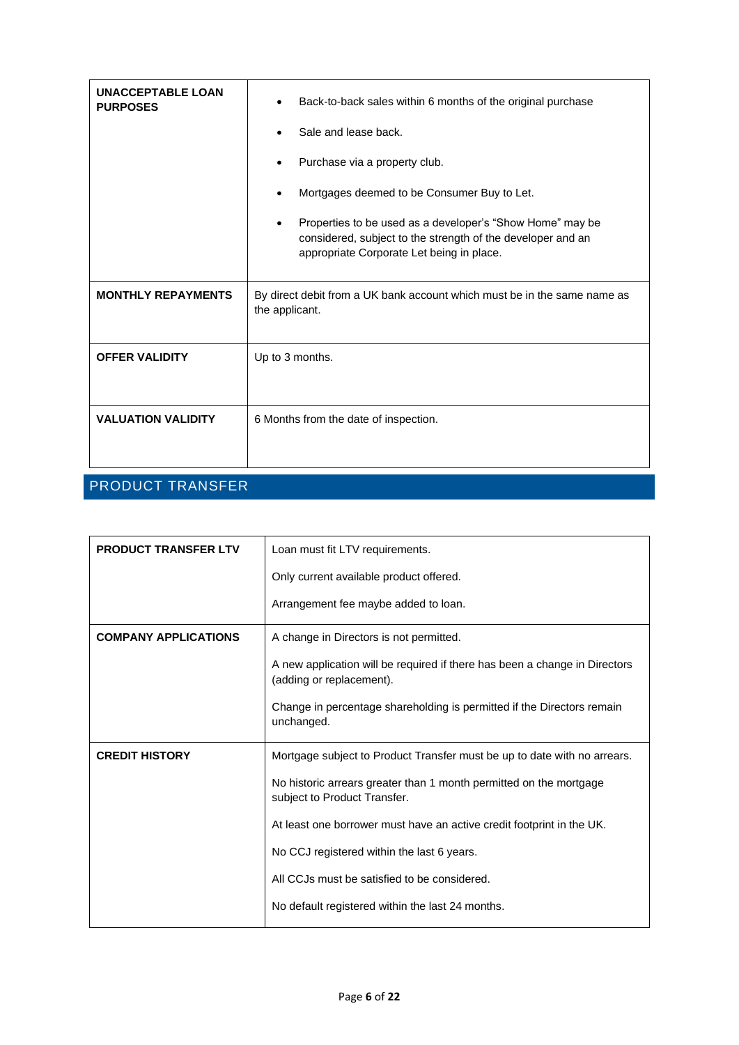| UNACCEPTABLE LOAN PURPOSES | • Back-to-back sales within 6 months of the original purchase<br>• Sale and lease back.<br>• Purchase via a property club.<br>• Mortgages deemed to be Consumer Buy to Let.<br>• Properties to be used as a developer's "Show Home" may be considered, subject to the strength of the developer and an appropriate Corporate Let being in place. |
|---|---|
| **MONTHLY REPAYMENTS** | By direct debit from a UK bank account which must be in the same name as the applicant. |
| **OFFER VALIDITY** | Up to 3 months. |
| **VALUATION VALIDITY** | 6 Months from the date of inspection. |

## PRODUCT TRANSFER

| PRODUCT TRANSFER LTV | Loan must fit LTV requirements.<br><br>Only current available product offered.<br><br>Arrangement fee maybe added to loan. |
|---|---|
| **COMPANY APPLICATIONS** | A change in Directors is not permitted.<br><br>A new application will be required if there has been a change in Directors (adding or replacement).<br><br>Change in percentage shareholding is permitted if the Directors remain unchanged. |
| **CREDIT HISTORY** | Mortgage subject to Product Transfer must be up to date with no arrears.<br><br>No historic arrears greater than 1 month permitted on the mortgage subject to Product Transfer.<br><br>At least one borrower must have an active credit footprint in the UK.<br><br>No CCJ registered within the last 6 years.<br><br>All CCJs must be satisfied to be considered.<br><br>No default registered within the last 24 months. |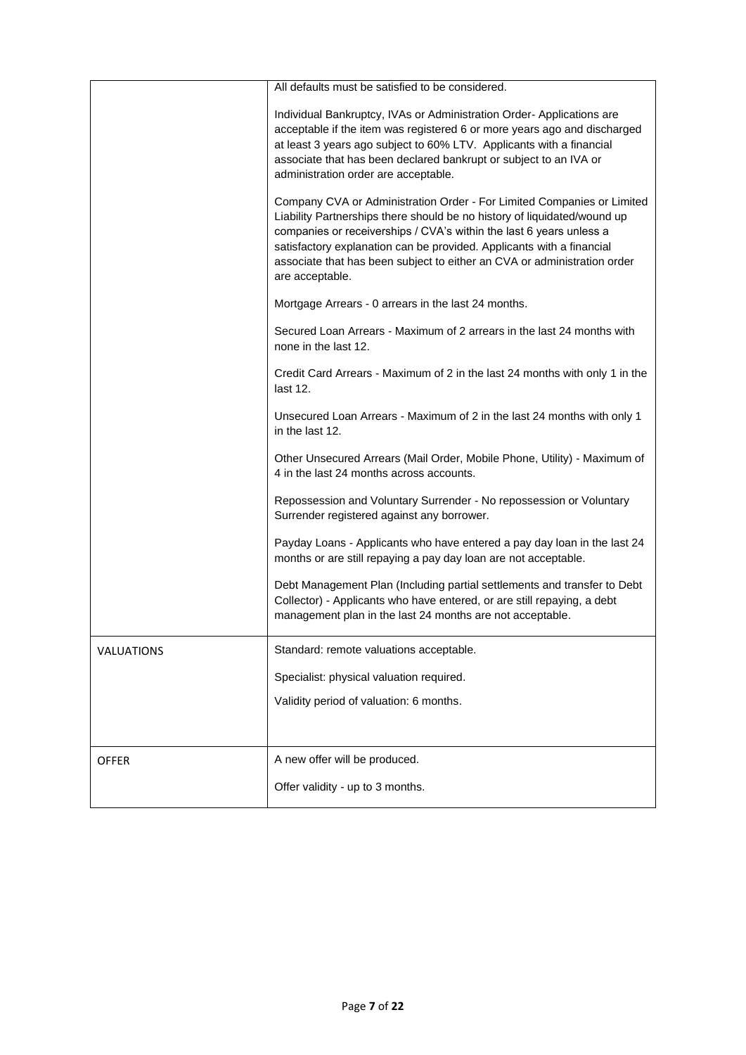| | |
|---|---|
| | All defaults must be satisfied to be considered.<br><br>Individual Bankruptcy, IVAs or Administration Order- Applications are acceptable if the item was registered 6 or more years ago and discharged at least 3 years ago subject to 60% LTV. Applicants with a financial associate that has been declared bankrupt or subject to an IVA or administration order are acceptable.<br><br>Company CVA or Administration Order - For Limited Companies or Limited Liability Partnerships there should be no history of liquidated/wound up companies or receiverships / CVA's within the last 6 years unless a satisfactory explanation can be provided. Applicants with a financial associate that has been subject to either an CVA or administration order are acceptable.<br><br>Mortgage Arrears - 0 arrears in the last 24 months.<br><br>Secured Loan Arrears - Maximum of 2 arrears in the last 24 months with none in the last 12.<br><br>Credit Card Arrears - Maximum of 2 in the last 24 months with only 1 in the last 12.<br><br>Unsecured Loan Arrears - Maximum of 2 in the last 24 months with only 1 in the last 12.<br><br>Other Unsecured Arrears (Mail Order, Mobile Phone, Utility) - Maximum of 4 in the last 24 months across accounts.<br><br>Repossession and Voluntary Surrender - No repossession or Voluntary Surrender registered against any borrower.<br><br>Payday Loans - Applicants who have entered a pay day loan in the last 24 months or are still repaying a pay day loan are not acceptable.<br><br>Debt Management Plan (Including partial settlements and transfer to Debt Collector) - Applicants who have entered, or are still repaying, a debt management plan in the last 24 months are not acceptable. |
| VALUATIONS | Standard: remote valuations acceptable.<br><br>Specialist: physical valuation required.<br><br>Validity period of valuation: 6 months. |
| OFFER | A new offer will be produced.<br><br>Offer validity - up to 3 months. |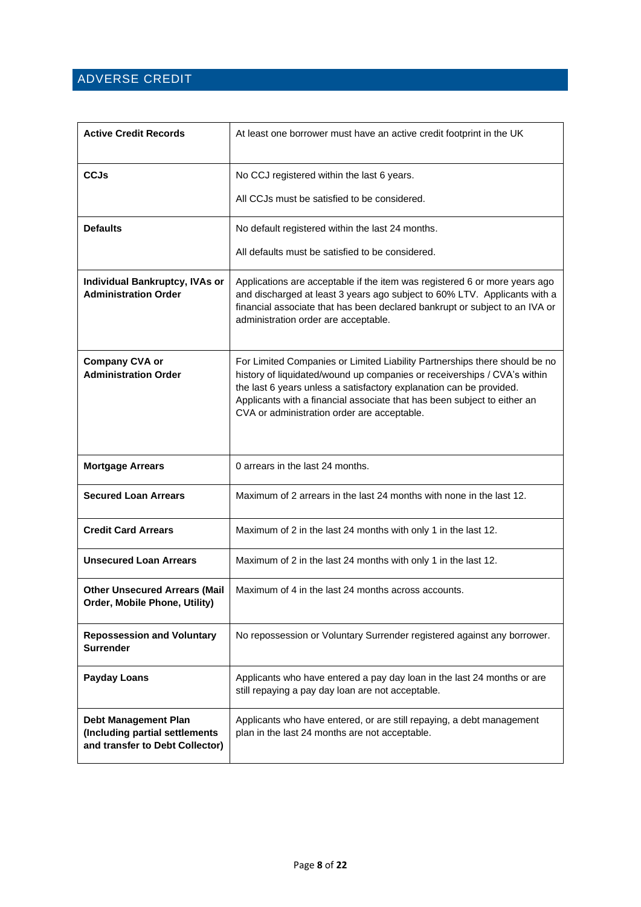## ADVERSE CREDIT

| | |
|---|---|
| **Active Credit Records** | At least one borrower must have an active credit footprint in the UK |
| **CCJs** | No CCJ registered within the last 6 years.<br><br>All CCJs must be satisfied to be considered. |
| **Defaults** | No default registered within the last 24 months.<br><br>All defaults must be satisfied to be considered. |
| **Individual Bankruptcy, IVAs or Administration Order** | Applications are acceptable if the item was registered 6 or more years ago and discharged at least 3 years ago subject to 60% LTV. Applicants with a financial associate that has been declared bankrupt or subject to an IVA or administration order are acceptable. |
| **Company CVA or Administration Order** | For Limited Companies or Limited Liability Partnerships there should be no history of liquidated/wound up companies or receiverships / CVA's within the last 6 years unless a satisfactory explanation can be provided. Applicants with a financial associate that has been subject to either an CVA or administration order are acceptable. |
| **Mortgage Arrears** | 0 arrears in the last 24 months. |
| **Secured Loan Arrears** | Maximum of 2 arrears in the last 24 months with none in the last 12. |
| **Credit Card Arrears** | Maximum of 2 in the last 24 months with only 1 in the last 12. |
| **Unsecured Loan Arrears** | Maximum of 2 in the last 24 months with only 1 in the last 12. |
| **Other Unsecured Arrears (Mail Order, Mobile Phone, Utility)** | Maximum of 4 in the last 24 months across accounts. |
| **Repossession and Voluntary Surrender** | No repossession or Voluntary Surrender registered against any borrower. |
| **Payday Loans** | Applicants who have entered a pay day loan in the last 24 months or are still repaying a pay day loan are not acceptable. |
| **Debt Management Plan (Including partial settlements and transfer to Debt Collector)** | Applicants who have entered, or are still repaying, a debt management plan in the last 24 months are not acceptable. |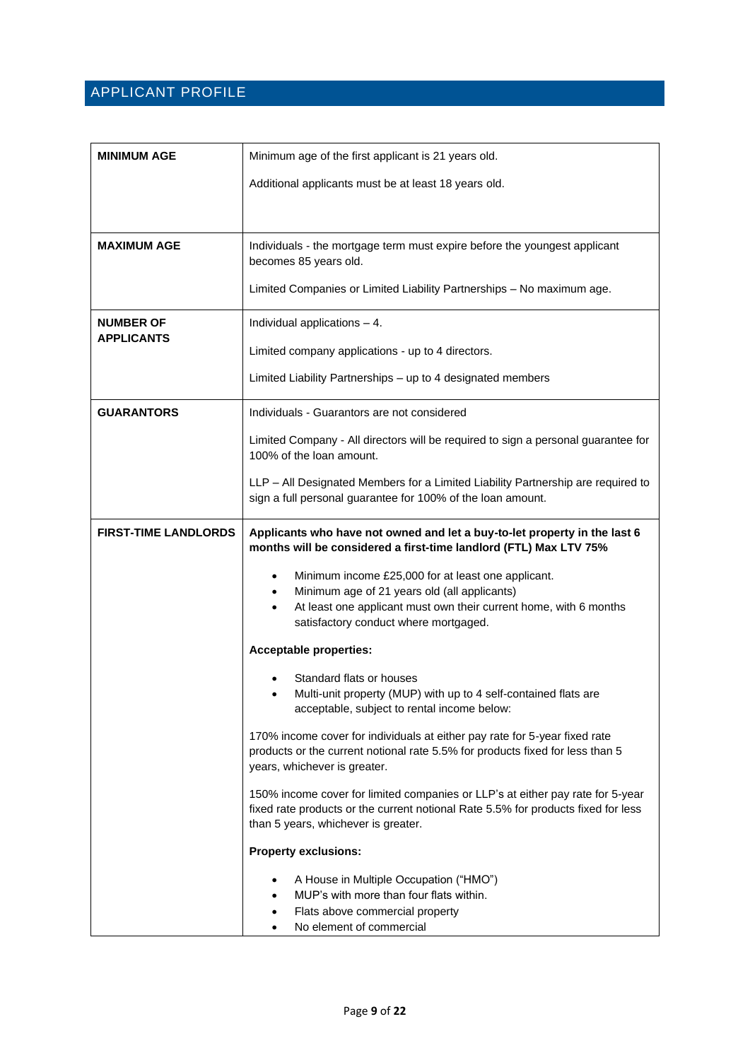## APPLICANT PROFILE

| | |
|---|---|
| **MINIMUM AGE** | Minimum age of the first applicant is 21 years old.<br><br>Additional applicants must be at least 18 years old. |
| **MAXIMUM AGE** | Individuals - the mortgage term must expire before the youngest applicant becomes 85 years old.<br><br>Limited Companies or Limited Liability Partnerships – No maximum age. |
| **NUMBER OF APPLICANTS** | Individual applications – 4.<br><br>Limited company applications - up to 4 directors.<br><br>Limited Liability Partnerships – up to 4 designated members |
| **GUARANTORS** | Individuals - Guarantors are not considered<br><br>Limited Company - All directors will be required to sign a personal guarantee for 100% of the loan amount.<br><br>LLP – All Designated Members for a Limited Liability Partnership are required to sign a full personal guarantee for 100% of the loan amount. |
| **FIRST-TIME LANDLORDS** | **Applicants who have not owned and let a buy-to-let property in the last 6 months will be considered a first-time landlord (FTL) Max LTV 75%**<br><br>• Minimum income £25,000 for at least one applicant.<br>• Minimum age of 21 years old (all applicants)<br>• At least one applicant must own their current home, with 6 months satisfactory conduct where mortgaged.<br><br>**Acceptable properties:**<br><br>• Standard flats or houses<br>• Multi-unit property (MUP) with up to 4 self-contained flats are acceptable, subject to rental income below:<br><br>170% income cover for individuals at either pay rate for 5-year fixed rate products or the current notional rate 5.5% for products fixed for less than 5 years, whichever is greater.<br><br>150% income cover for limited companies or LLP's at either pay rate for 5-year fixed rate products or the current notional Rate 5.5% for products fixed for less than 5 years, whichever is greater.<br><br>**Property exclusions:**<br><br>• A House in Multiple Occupation ("HMO")<br>• MUP's with more than four flats within.<br>• Flats above commercial property<br>• No element of commercial |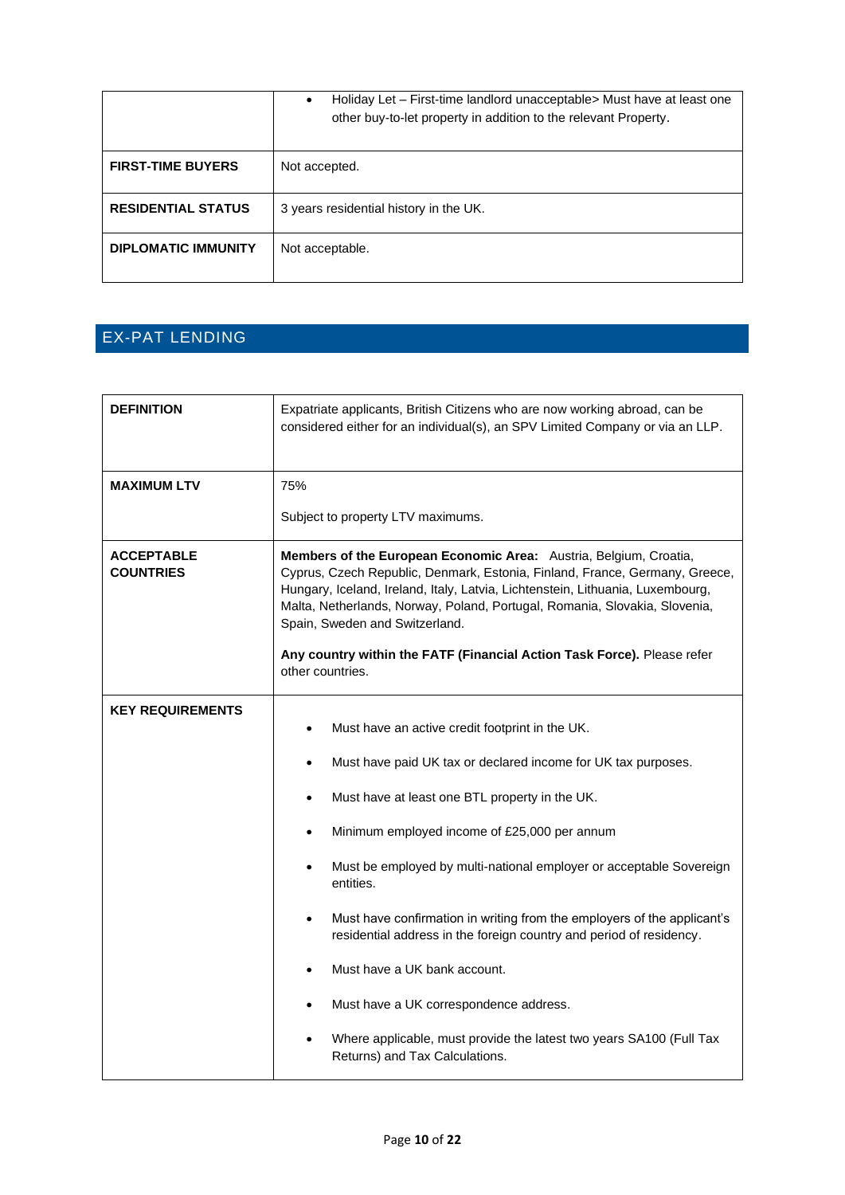| | |
|---|---|
| | • Holiday Let – First-time landlord unacceptable> Must have at least one other buy-to-let property in addition to the relevant Property. |
| **FIRST-TIME BUYERS** | Not accepted. |
| **RESIDENTIAL STATUS** | 3 years residential history in the UK. |
| **DIPLOMATIC IMMUNITY** | Not acceptable. |

## EX-PAT LENDING

| | |
|---|---|
| **DEFINITION** | Expatriate applicants, British Citizens who are now working abroad, can be considered either for an individual(s), an SPV Limited Company or via an LLP. |
| **MAXIMUM LTV** | 75%<br><br>Subject to property LTV maximums. |
| **ACCEPTABLE COUNTRIES** | **Members of the European Economic Area:** Austria, Belgium, Croatia, Cyprus, Czech Republic, Denmark, Estonia, Finland, France, Germany, Greece, Hungary, Iceland, Ireland, Italy, Latvia, Lichtenstein, Lithuania, Luxembourg, Malta, Netherlands, Norway, Poland, Portugal, Romania, Slovakia, Slovenia, Spain, Sweden and Switzerland.<br><br>**Any country within the FATF (Financial Action Task Force).** Please refer other countries. |
| **KEY REQUIREMENTS** | • Must have an active credit footprint in the UK.<br>• Must have paid UK tax or declared income for UK tax purposes.<br>• Must have at least one BTL property in the UK.<br>• Minimum employed income of £25,000 per annum<br>• Must be employed by multi-national employer or acceptable Sovereign entities.<br>• Must have confirmation in writing from the employers of the applicant's residential address in the foreign country and period of residency.<br>• Must have a UK bank account.<br>• Must have a UK correspondence address.<br>• Where applicable, must provide the latest two years SA100 (Full Tax Returns) and Tax Calculations. |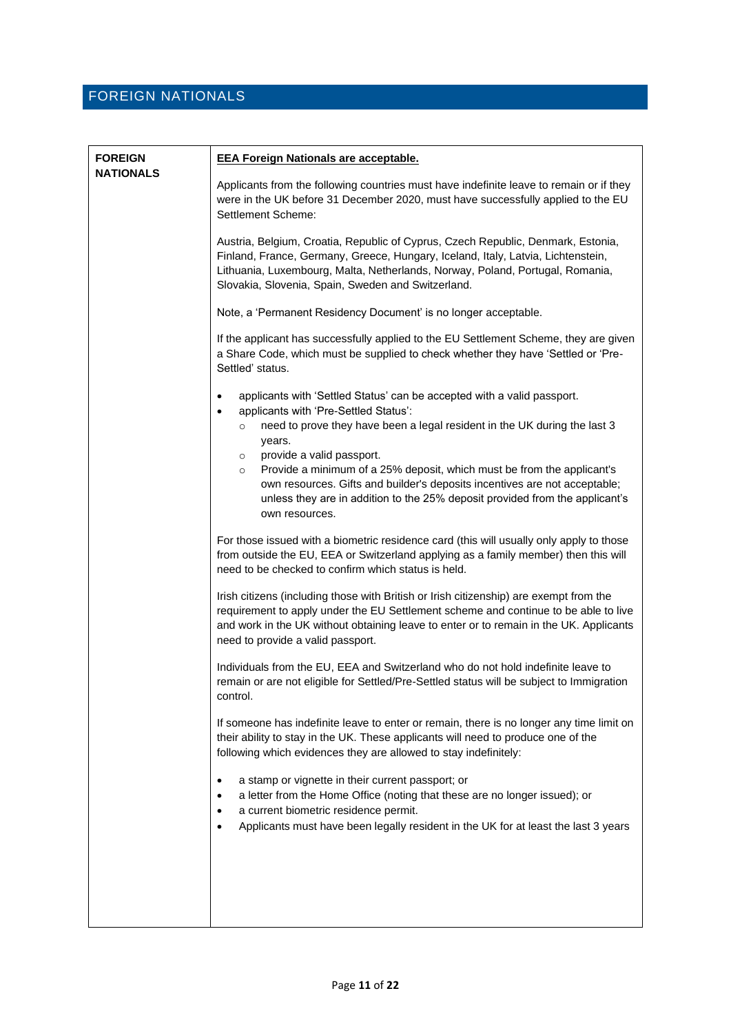# FOREIGN NATIONALS

| FOREIGN NATIONALS | **EEA Foreign Nationals are acceptable.**<br><br>Applicants from the following countries must have indefinite leave to remain or if they were in the UK before 31 December 2020, must have successfully applied to the EU Settlement Scheme:<br><br>Austria, Belgium, Croatia, Republic of Cyprus, Czech Republic, Denmark, Estonia, Finland, France, Germany, Greece, Hungary, Iceland, Italy, Latvia, Lichtenstein, Lithuania, Luxembourg, Malta, Netherlands, Norway, Poland, Portugal, Romania, Slovakia, Slovenia, Spain, Sweden and Switzerland.<br><br>Note, a 'Permanent Residency Document' is no longer acceptable.<br><br>If the applicant has successfully applied to the EU Settlement Scheme, they are given a Share Code, which must be supplied to check whether they have 'Settled or 'Pre-Settled' status.<br><br>• applicants with 'Settled Status' can be accepted with a valid passport.<br>• applicants with 'Pre-Settled Status':<br>  ○ need to prove they have been a legal resident in the UK during the last 3 years.<br>  ○ provide a valid passport.<br>  ○ Provide a minimum of a 25% deposit, which must be from the applicant's own resources. Gifts and builder's deposits incentives are not acceptable; unless they are in addition to the 25% deposit provided from the applicant's own resources.<br><br>For those issued with a biometric residence card (this will usually only apply to those from outside the EU, EEA or Switzerland applying as a family member) then this will need to be checked to confirm which status is held.<br><br>Irish citizens (including those with British or Irish citizenship) are exempt from the requirement to apply under the EU Settlement scheme and continue to be able to live and work in the UK without obtaining leave to enter or to remain in the UK. Applicants need to provide a valid passport.<br><br>Individuals from the EU, EEA and Switzerland who do not hold indefinite leave to remain or are not eligible for Settled/Pre-Settled status will be subject to Immigration control.<br><br>If someone has indefinite leave to enter or remain, there is no longer any time limit on their ability to stay in the UK. These applicants will need to produce one of the following which evidences they are allowed to stay indefinitely:<br><br>• a stamp or vignette in their current passport; or<br>• a letter from the Home Office (noting that these are no longer issued); or<br>• a current biometric residence permit.<br>• Applicants must have been legally resident in the UK for at least the last 3 years |
|---|---|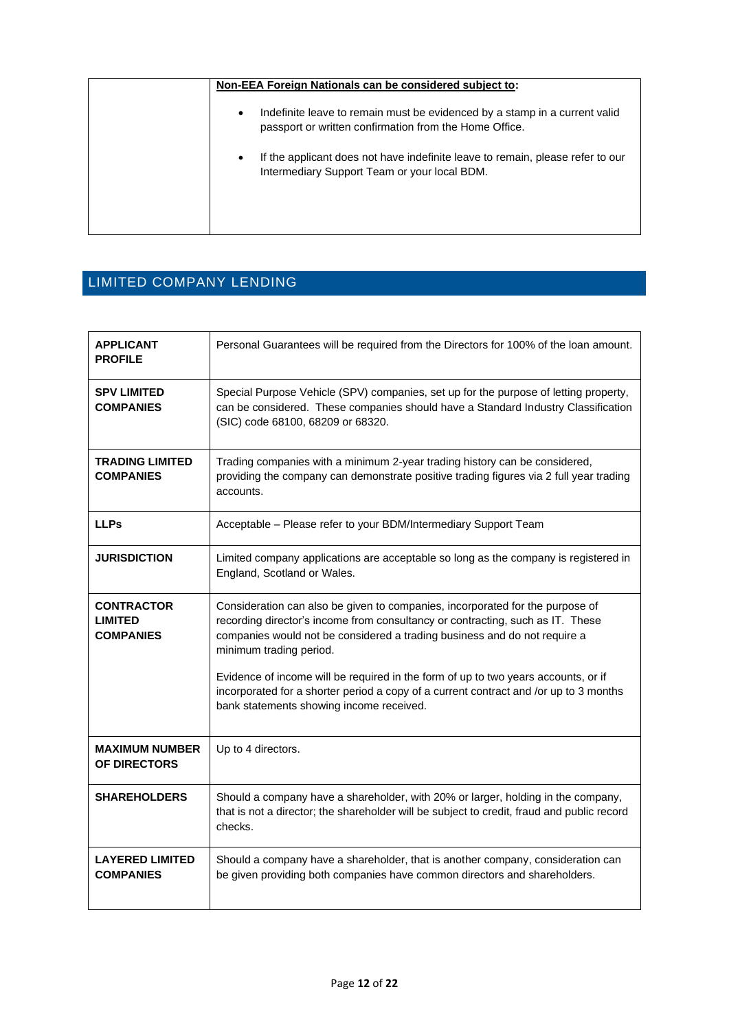| | **Non-EEA Foreign Nationals can be considered subject to:**<br><br>• Indefinite leave to remain must be evidenced by a stamp in a current valid passport or written confirmation from the Home Office.<br><br>• If the applicant does not have indefinite leave to remain, please refer to our Intermediary Support Team or your local BDM. |
|---|---|

## LIMITED COMPANY LENDING

| **APPLICANT PROFILE** | Personal Guarantees will be required from the Directors for 100% of the loan amount. |
|---|---|
| **SPV LIMITED COMPANIES** | Special Purpose Vehicle (SPV) companies, set up for the purpose of letting property, can be considered. These companies should have a Standard Industry Classification (SIC) code 68100, 68209 or 68320. |
| **TRADING LIMITED COMPANIES** | Trading companies with a minimum 2-year trading history can be considered, providing the company can demonstrate positive trading figures via 2 full year trading accounts. |
| **LLPs** | Acceptable – Please refer to your BDM/Intermediary Support Team |
| **JURISDICTION** | Limited company applications are acceptable so long as the company is registered in England, Scotland or Wales. |
| **CONTRACTOR LIMITED COMPANIES** | Consideration can also be given to companies, incorporated for the purpose of recording director's income from consultancy or contracting, such as IT. These companies would not be considered a trading business and do not require a minimum trading period.<br><br>Evidence of income will be required in the form of up to two years accounts, or if incorporated for a shorter period a copy of a current contract and /or up to 3 months bank statements showing income received. |
| **MAXIMUM NUMBER OF DIRECTORS** | Up to 4 directors. |
| **SHAREHOLDERS** | Should a company have a shareholder, with 20% or larger, holding in the company, that is not a director; the shareholder will be subject to credit, fraud and public record checks. |
| **LAYERED LIMITED COMPANIES** | Should a company have a shareholder, that is another company, consideration can be given providing both companies have common directors and shareholders. |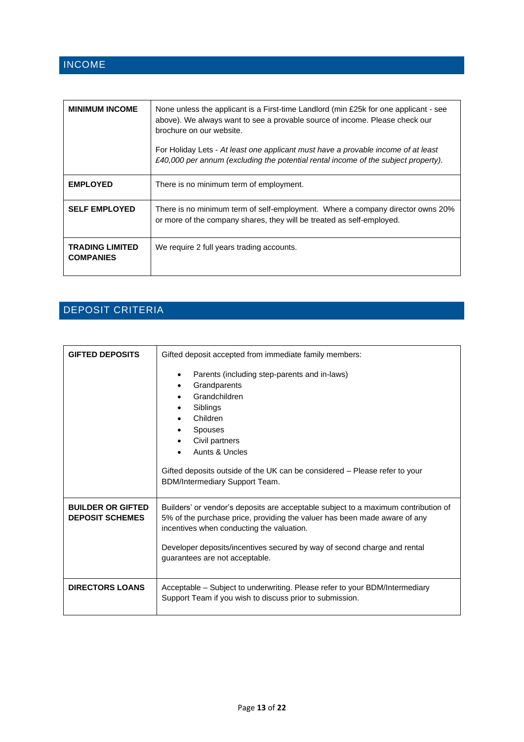## INCOME

| | |
|---|---|
| **MINIMUM INCOME** | None unless the applicant is a First-time Landlord (min £25k for one applicant - see above). We always want to see a provable source of income. Please check our brochure on our website.<br><br>For Holiday Lets - *At least one applicant must have a provable income of at least £40,000 per annum (excluding the potential rental income of the subject property).* |
| **EMPLOYED** | There is no minimum term of employment. |
| **SELF EMPLOYED** | There is no minimum term of self-employment. Where a company director owns 20% or more of the company shares, they will be treated as self-employed. |
| **TRADING LIMITED COMPANIES** | We require 2 full years trading accounts. |

## DEPOSIT CRITERIA

| | |
|---|---|
| **GIFTED DEPOSITS** | Gifted deposit accepted from immediate family members:<br><br>• Parents (including step-parents and in-laws)<br>• Grandparents<br>• Grandchildren<br>• Siblings<br>• Children<br>• Spouses<br>• Civil partners<br>• Aunts & Uncles<br><br>Gifted deposits outside of the UK can be considered – Please refer to your BDM/Intermediary Support Team. |
| **BUILDER OR GIFTED DEPOSIT SCHEMES** | Builders' or vendor's deposits are acceptable subject to a maximum contribution of 5% of the purchase price, providing the valuer has been made aware of any incentives when conducting the valuation.<br><br>Developer deposits/incentives secured by way of second charge and rental guarantees are not acceptable. |
| **DIRECTORS LOANS** | Acceptable – Subject to underwriting. Please refer to your BDM/Intermediary Support Team if you wish to discuss prior to submission. |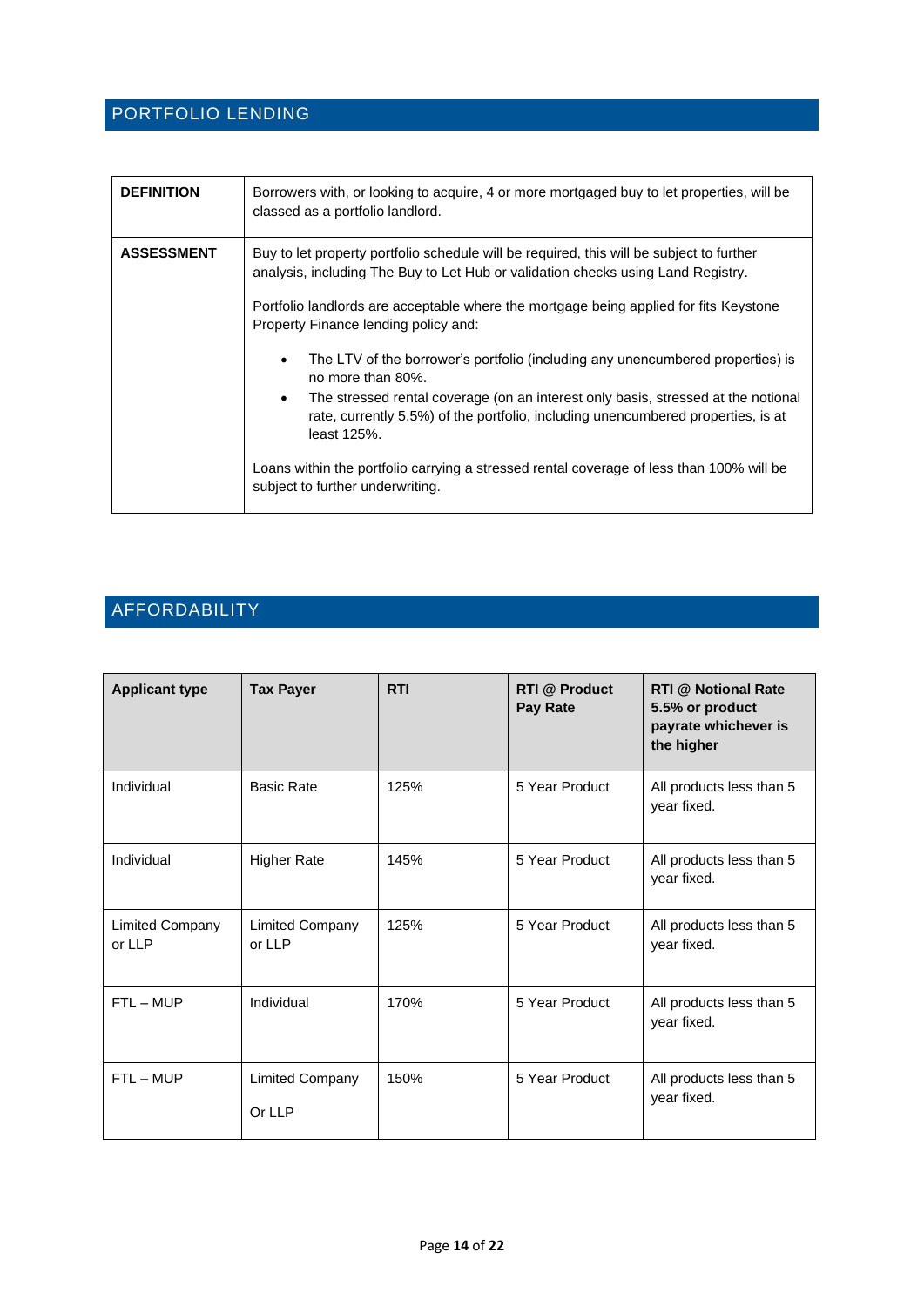## PORTFOLIO LENDING

| | |
|---|---|
| **DEFINITION** | Borrowers with, or looking to acquire, 4 or more mortgaged buy to let properties, will be classed as a portfolio landlord. |
| **ASSESSMENT** | Buy to let property portfolio schedule will be required, this will be subject to further analysis, including The Buy to Let Hub or validation checks using Land Registry.<br><br>Portfolio landlords are acceptable where the mortgage being applied for fits Keystone Property Finance lending policy and:<br><br>• The LTV of the borrower's portfolio (including any unencumbered properties) is no more than 80%.<br>• The stressed rental coverage (on an interest only basis, stressed at the notional rate, currently 5.5%) of the portfolio, including unencumbered properties, is at least 125%.<br><br>Loans within the portfolio carrying a stressed rental coverage of less than 100% will be subject to further underwriting. |

## AFFORDABILITY

| Applicant type | Tax Payer | RTI | RTI @ Product Pay Rate | RTI @ Notional Rate 5.5% or product payrate whichever is the higher |
|---|---|---|---|---|
| Individual | Basic Rate | 125% | 5 Year Product | All products less than 5 year fixed. |
| Individual | Higher Rate | 145% | 5 Year Product | All products less than 5 year fixed. |
| Limited Company or LLP | Limited Company or LLP | 125% | 5 Year Product | All products less than 5 year fixed. |
| FTL – MUP | Individual | 170% | 5 Year Product | All products less than 5 year fixed. |
| FTL – MUP | Limited Company Or LLP | 150% | 5 Year Product | All products less than 5 year fixed. |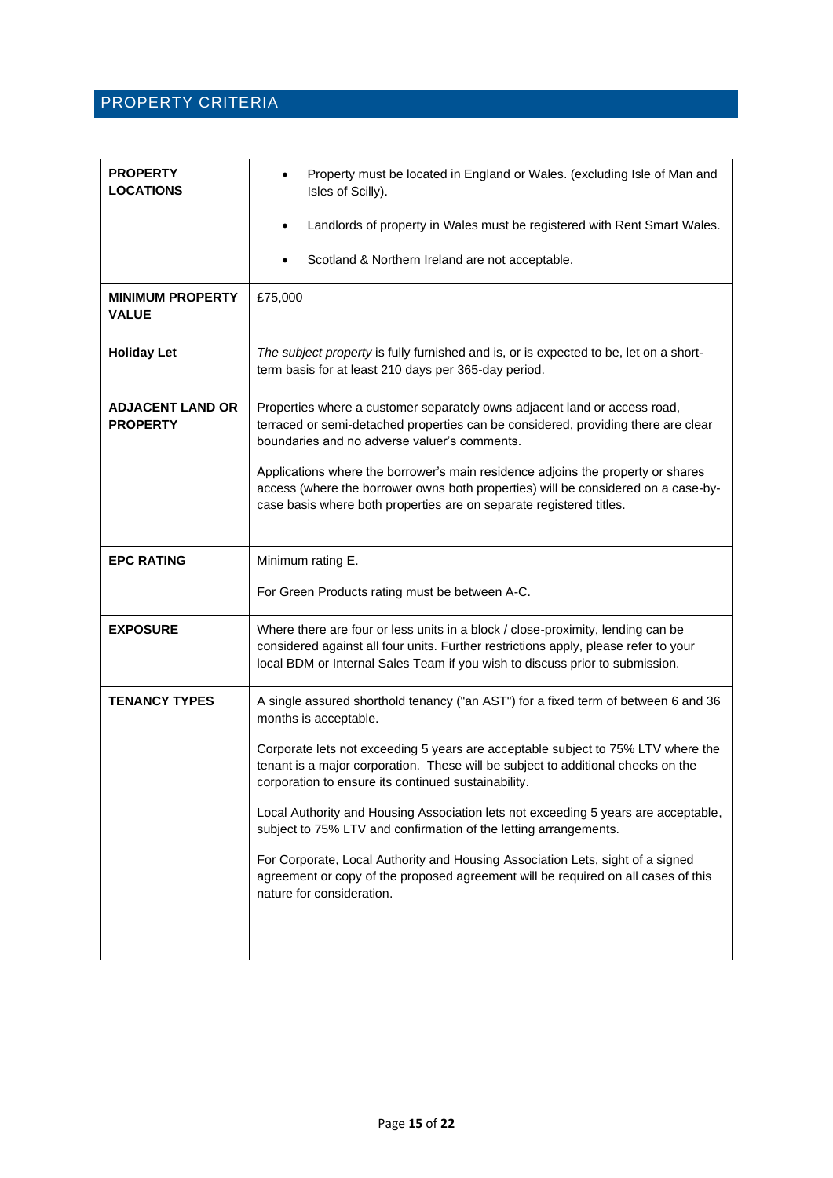## PROPERTY CRITERIA

| | |
|---|---|
| **PROPERTY LOCATIONS** | • Property must be located in England or Wales. (excluding Isle of Man and Isles of Scilly).<br><br>• Landlords of property in Wales must be registered with Rent Smart Wales.<br><br>• Scotland & Northern Ireland are not acceptable. |
| **MINIMUM PROPERTY VALUE** | £75,000 |
| **Holiday Let** | *The subject property* is fully furnished and is, or is expected to be, let on a short-term basis for at least 210 days per 365-day period. |
| **ADJACENT LAND OR PROPERTY** | Properties where a customer separately owns adjacent land or access road, terraced or semi-detached properties can be considered, providing there are clear boundaries and no adverse valuer's comments.<br><br>Applications where the borrower's main residence adjoins the property or shares access (where the borrower owns both properties) will be considered on a case-by-case basis where both properties are on separate registered titles. |
| **EPC RATING** | Minimum rating E.<br><br>For Green Products rating must be between A-C. |
| **EXPOSURE** | Where there are four or less units in a block / close-proximity, lending can be considered against all four units. Further restrictions apply, please refer to your local BDM or Internal Sales Team if you wish to discuss prior to submission. |
| **TENANCY TYPES** | A single assured shorthold tenancy ("an AST") for a fixed term of between 6 and 36 months is acceptable.<br><br>Corporate lets not exceeding 5 years are acceptable subject to 75% LTV where the tenant is a major corporation. These will be subject to additional checks on the corporation to ensure its continued sustainability.<br><br>Local Authority and Housing Association lets not exceeding 5 years are acceptable, subject to 75% LTV and confirmation of the letting arrangements.<br><br>For Corporate, Local Authority and Housing Association Lets, sight of a signed agreement or copy of the proposed agreement will be required on all cases of this nature for consideration. |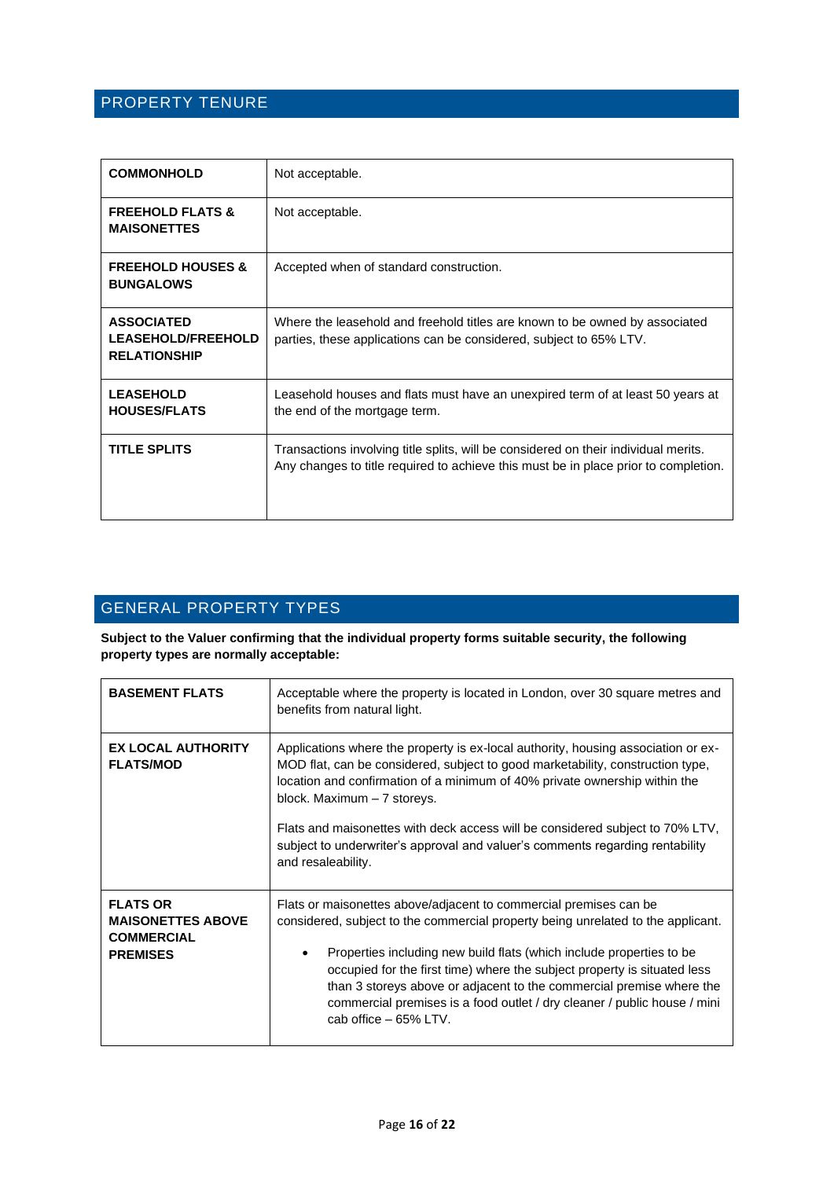## PROPERTY TENURE

| | |
|---|---|
| **COMMONHOLD** | Not acceptable. |
| **FREEHOLD FLATS & MAISONETTES** | Not acceptable. |
| **FREEHOLD HOUSES & BUNGALOWS** | Accepted when of standard construction. |
| **ASSOCIATED LEASEHOLD/FREEHOLD RELATIONSHIP** | Where the leasehold and freehold titles are known to be owned by associated parties, these applications can be considered, subject to 65% LTV. |
| **LEASEHOLD HOUSES/FLATS** | Leasehold houses and flats must have an unexpired term of at least 50 years at the end of the mortgage term. |
| **TITLE SPLITS** | Transactions involving title splits, will be considered on their individual merits. Any changes to title required to achieve this must be in place prior to completion. |

## GENERAL PROPERTY TYPES

**Subject to the Valuer confirming that the individual property forms suitable security, the following property types are normally acceptable:**

| | |
|---|---|
| **BASEMENT FLATS** | Acceptable where the property is located in London, over 30 square metres and benefits from natural light. |
| **EX LOCAL AUTHORITY FLATS/MOD** | Applications where the property is ex-local authority, housing association or ex-MOD flat, can be considered, subject to good marketability, construction type, location and confirmation of a minimum of 40% private ownership within the block. Maximum – 7 storeys.<br><br>Flats and maisonettes with deck access will be considered subject to 70% LTV, subject to underwriter's approval and valuer's comments regarding rentability and resaleability. |
| **FLATS OR MAISONETTES ABOVE COMMERCIAL PREMISES** | Flats or maisonettes above/adjacent to commercial premises can be considered, subject to the commercial property being unrelated to the applicant.<br><br>• Properties including new build flats (which include properties to be occupied for the first time) where the subject property is situated less than 3 storeys above or adjacent to the commercial premise where the commercial premises is a food outlet / dry cleaner / public house / mini cab office – 65% LTV. |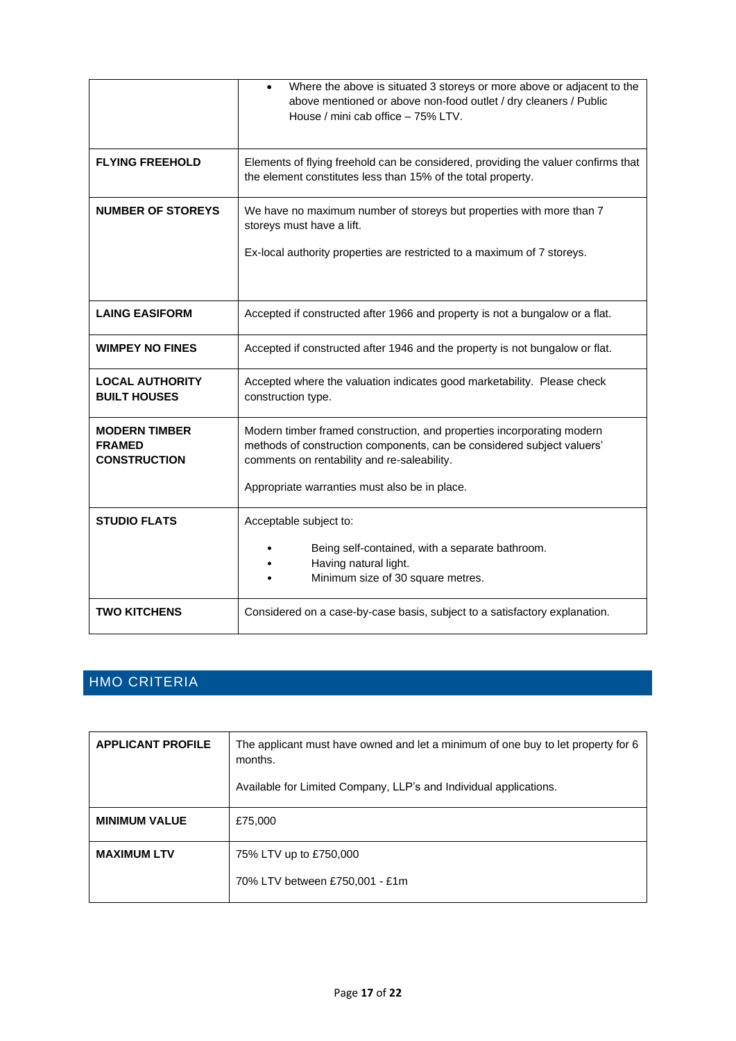| | |
|---|---|
| | • Where the above is situated 3 storeys or more above or adjacent to the above mentioned or above non-food outlet / dry cleaners / Public House / mini cab office – 75% LTV. |
| **FLYING FREEHOLD** | Elements of flying freehold can be considered, providing the valuer confirms that the element constitutes less than 15% of the total property. |
| **NUMBER OF STOREYS** | We have no maximum number of storeys but properties with more than 7 storeys must have a lift.<br><br>Ex-local authority properties are restricted to a maximum of 7 storeys. |
| **LAING EASIFORM** | Accepted if constructed after 1966 and property is not a bungalow or a flat. |
| **WIMPEY NO FINES** | Accepted if constructed after 1946 and the property is not bungalow or flat. |
| **LOCAL AUTHORITY BUILT HOUSES** | Accepted where the valuation indicates good marketability. Please check construction type. |
| **MODERN TIMBER FRAMED CONSTRUCTION** | Modern timber framed construction, and properties incorporating modern methods of construction components, can be considered subject valuers' comments on rentability and re-saleability.<br><br>Appropriate warranties must also be in place. |
| **STUDIO FLATS** | Acceptable subject to:<br><br>• Being self-contained, with a separate bathroom.<br>• Having natural light.<br>• Minimum size of 30 square metres. |
| **TWO KITCHENS** | Considered on a case-by-case basis, subject to a satisfactory explanation. |

## HMO CRITERIA

| | |
|---|---|
| **APPLICANT PROFILE** | The applicant must have owned and let a minimum of one buy to let property for 6 months.<br><br>Available for Limited Company, LLP's and Individual applications. |
| **MINIMUM VALUE** | £75,000 |
| **MAXIMUM LTV** | 75% LTV up to £750,000<br><br>70% LTV between £750,001 - £1m |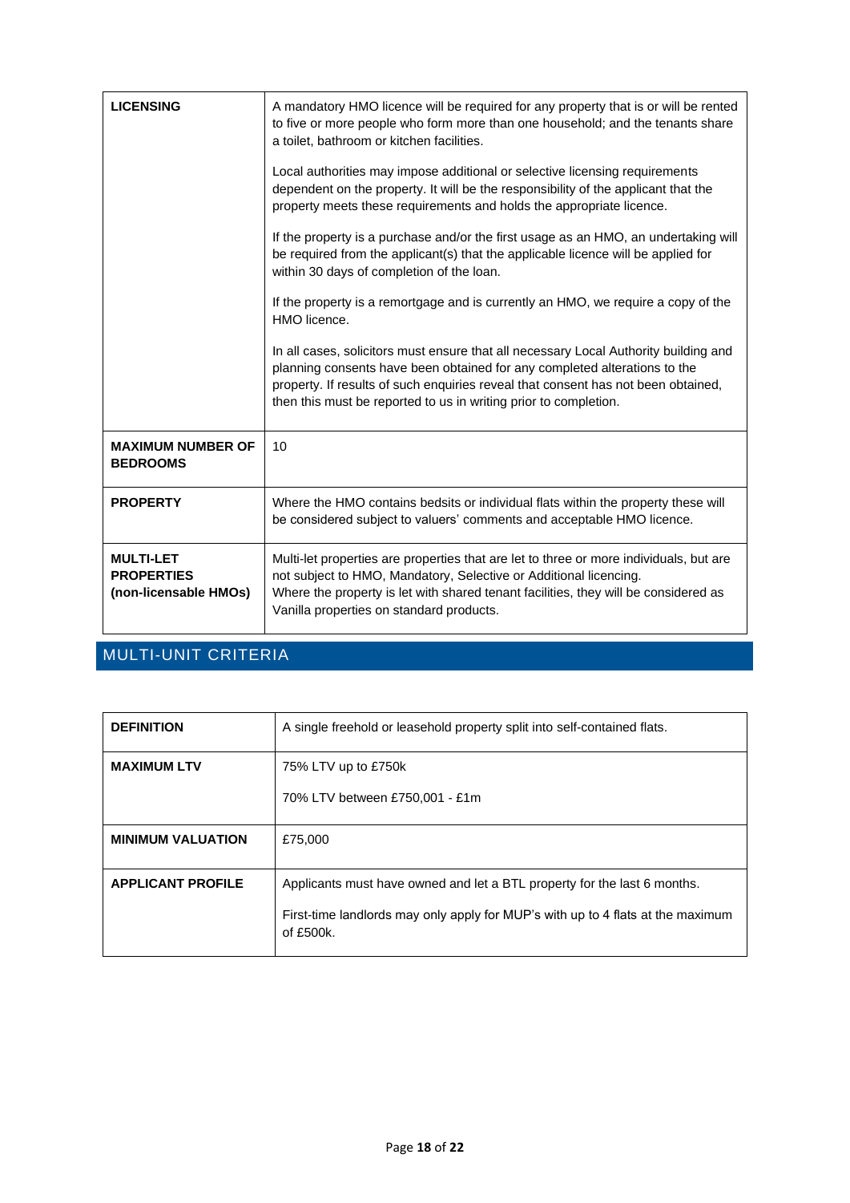| | |
|---|---|
| **LICENSING** | A mandatory HMO licence will be required for any property that is or will be rented to five or more people who form more than one household; and the tenants share a toilet, bathroom or kitchen facilities.<br><br>Local authorities may impose additional or selective licensing requirements dependent on the property. It will be the responsibility of the applicant that the property meets these requirements and holds the appropriate licence.<br><br>If the property is a purchase and/or the first usage as an HMO, an undertaking will be required from the applicant(s) that the applicable licence will be applied for within 30 days of completion of the loan.<br><br>If the property is a remortgage and is currently an HMO, we require a copy of the HMO licence.<br><br>In all cases, solicitors must ensure that all necessary Local Authority building and planning consents have been obtained for any completed alterations to the property. If results of such enquiries reveal that consent has not been obtained, then this must be reported to us in writing prior to completion. |
| **MAXIMUM NUMBER OF BEDROOMS** | 10 |
| **PROPERTY** | Where the HMO contains bedsits or individual flats within the property these will be considered subject to valuers' comments and acceptable HMO licence. |
| **MULTI-LET PROPERTIES (non-licensable HMOs)** | Multi-let properties are properties that are let to three or more individuals, but are not subject to HMO, Mandatory, Selective or Additional licencing.<br>Where the property is let with shared tenant facilities, they will be considered as Vanilla properties on standard products. |

## MULTI-UNIT CRITERIA

| | |
|---|---|
| **DEFINITION** | A single freehold or leasehold property split into self-contained flats. |
| **MAXIMUM LTV** | 75% LTV up to £750k<br><br>70% LTV between £750,001 - £1m |
| **MINIMUM VALUATION** | £75,000 |
| **APPLICANT PROFILE** | Applicants must have owned and let a BTL property for the last 6 months.<br><br>First-time landlords may only apply for MUP's with up to 4 flats at the maximum of £500k. |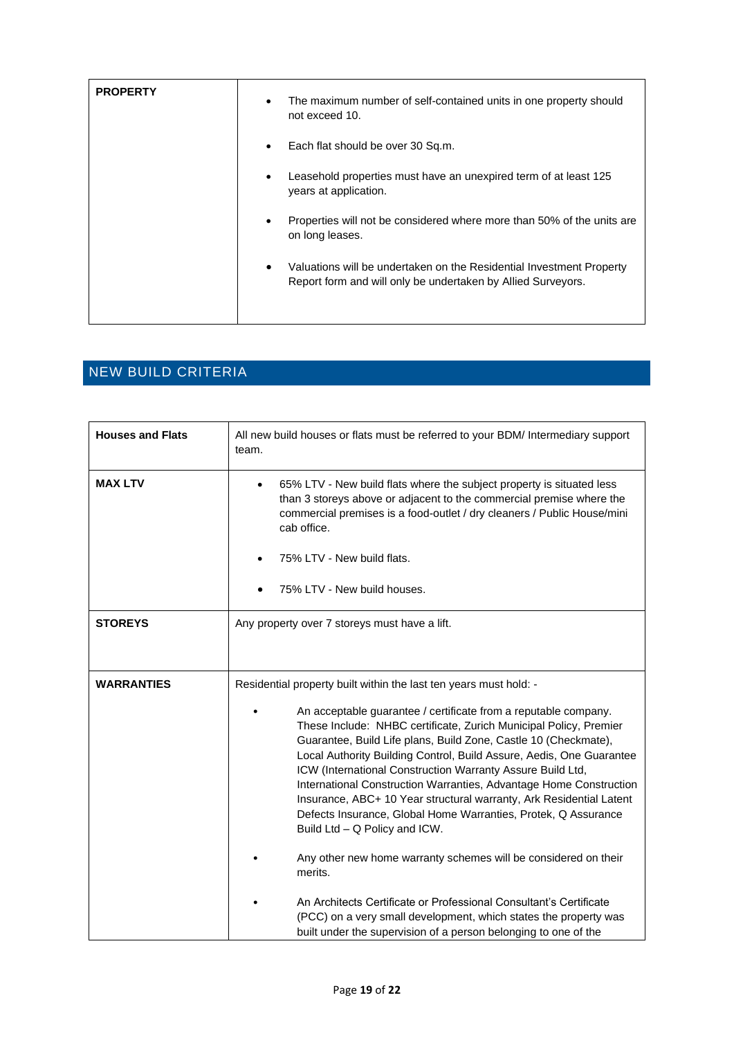| PROPERTY | <ul><li>The maximum number of self-contained units in one property should not exceed 10.</li><li>Each flat should be over 30 Sq.m.</li><li>Leasehold properties must have an unexpired term of at least 125 years at application.</li><li>Properties will not be considered where more than 50% of the units are on long leases.</li><li>Valuations will be undertaken on the Residential Investment Property Report form and will only be undertaken by Allied Surveyors.</li></ul> |
|---|---|

## NEW BUILD CRITERIA

| Houses and Flats | All new build houses or flats must be referred to your BDM/ Intermediary support team. |
|---|---|
| **MAX LTV** | <ul><li>65% LTV - New build flats where the subject property is situated less than 3 storeys above or adjacent to the commercial premise where the commercial premises is a food-outlet / dry cleaners / Public House/mini cab office.</li><li>75% LTV - New build flats.</li><li>75% LTV - New build houses.</li></ul> |
| **STOREYS** | Any property over 7 storeys must have a lift. |
| **WARRANTIES** | Residential property built within the last ten years must hold: -<ul><li>An acceptable guarantee / certificate from a reputable company. These Include: NHBC certificate, Zurich Municipal Policy, Premier Guarantee, Build Life plans, Build Zone, Castle 10 (Checkmate), Local Authority Building Control, Build Assure, Aedis, One Guarantee ICW (International Construction Warranty Assure Build Ltd, International Construction Warranties, Advantage Home Construction Insurance, ABC+ 10 Year structural warranty, Ark Residential Latent Defects Insurance, Global Home Warranties, Protek, Q Assurance Build Ltd – Q Policy and ICW.</li><li>Any other new home warranty schemes will be considered on their merits.</li><li>An Architects Certificate or Professional Consultant's Certificate (PCC) on a very small development, which states the property was built under the supervision of a person belonging to one of the</li></ul> |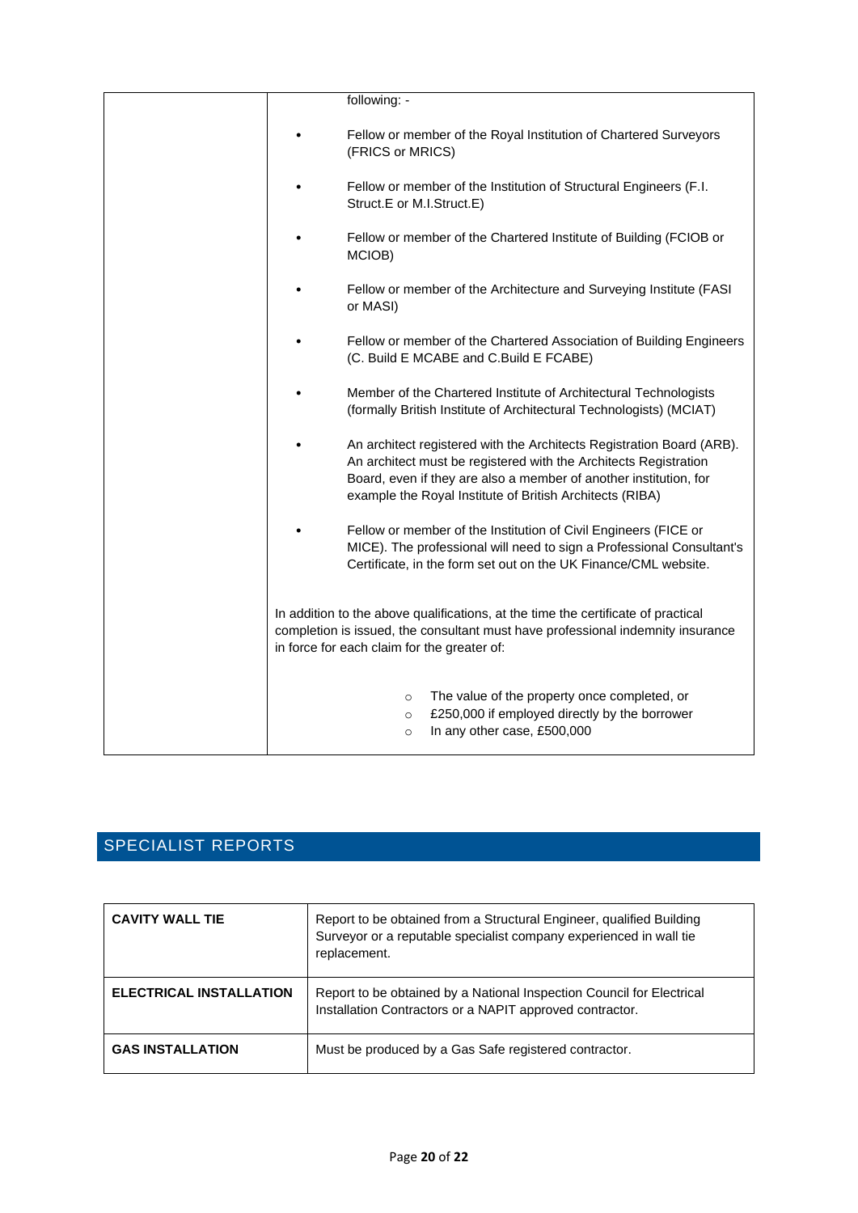| | following: -<br><br>• Fellow or member of the Royal Institution of Chartered Surveyors (FRICS or MRICS)<br><br>• Fellow or member of the Institution of Structural Engineers (F.I. Struct.E or M.I.Struct.E)<br><br>• Fellow or member of the Chartered Institute of Building (FCIOB or MCIOB)<br><br>• Fellow or member of the Architecture and Surveying Institute (FASI or MASI)<br><br>• Fellow or member of the Chartered Association of Building Engineers (C. Build E MCABE and C.Build E FCABE)<br><br>• Member of the Chartered Institute of Architectural Technologists (formally British Institute of Architectural Technologists) (MCIAT)<br><br>• An architect registered with the Architects Registration Board (ARB). An architect must be registered with the Architects Registration Board, even if they are also a member of another institution, for example the Royal Institute of British Architects (RIBA)<br><br>• Fellow or member of the Institution of Civil Engineers (FICE or MICE). The professional will need to sign a Professional Consultant's Certificate, in the form set out on the UK Finance/CML website.<br><br>In addition to the above qualifications, at the time the certificate of practical completion is issued, the consultant must have professional indemnity insurance in force for each claim for the greater of:<br><br>○ The value of the property once completed, or<br>○ £250,000 if employed directly by the borrower<br>○ In any other case, £500,000 |
|---|---|

## SPECIALIST REPORTS

| | |
|---|---|
| **CAVITY WALL TIE** | Report to be obtained from a Structural Engineer, qualified Building Surveyor or a reputable specialist company experienced in wall tie replacement. |
| **ELECTRICAL INSTALLATION** | Report to be obtained by a National Inspection Council for Electrical Installation Contractors or a NAPIT approved contractor. |
| **GAS INSTALLATION** | Must be produced by a Gas Safe registered contractor. |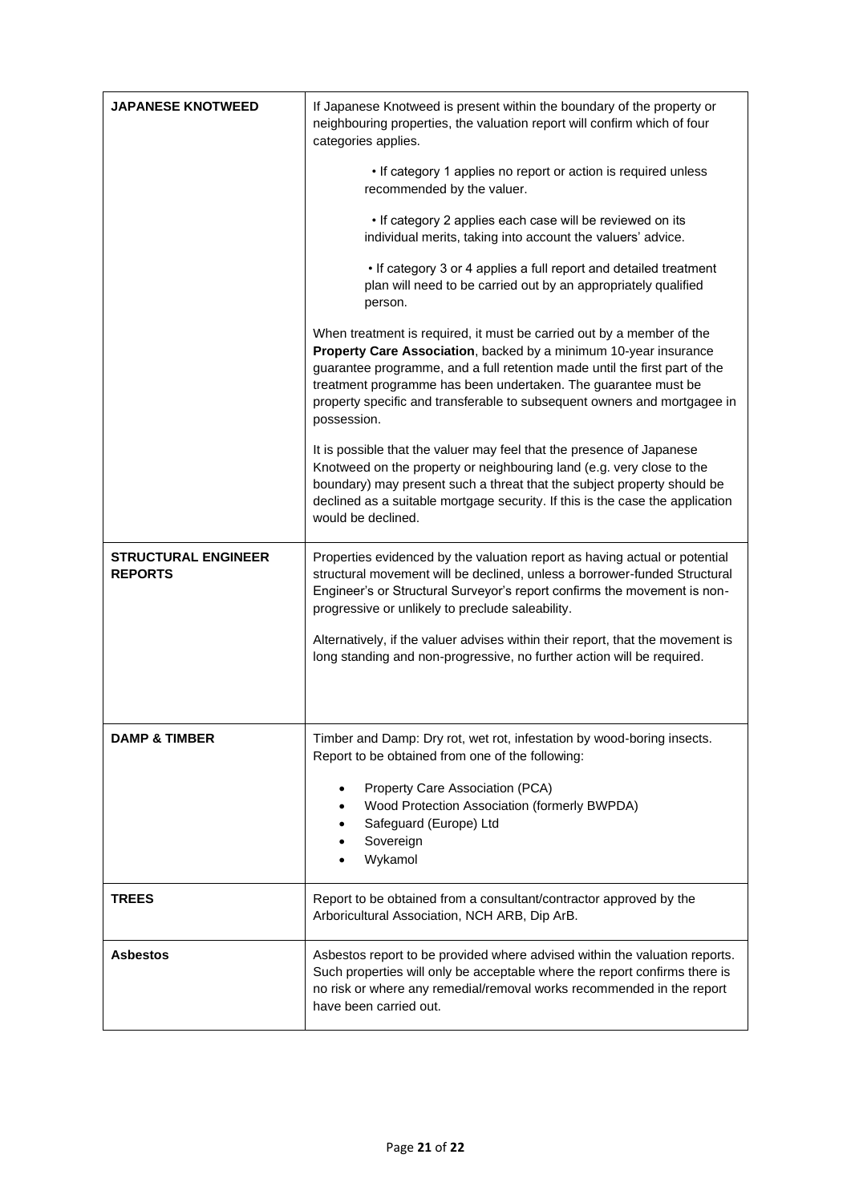| | |
|---|---|
| **JAPANESE KNOTWEED** | If Japanese Knotweed is present within the boundary of the property or neighbouring properties, the valuation report will confirm which of four categories applies.<br><br>• If category 1 applies no report or action is required unless recommended by the valuer.<br><br>• If category 2 applies each case will be reviewed on its individual merits, taking into account the valuers' advice.<br><br>• If category 3 or 4 applies a full report and detailed treatment plan will need to be carried out by an appropriately qualified person.<br><br>When treatment is required, it must be carried out by a member of the **Property Care Association**, backed by a minimum 10-year insurance guarantee programme, and a full retention made until the first part of the treatment programme has been undertaken. The guarantee must be property specific and transferable to subsequent owners and mortgagee in possession.<br><br>It is possible that the valuer may feel that the presence of Japanese Knotweed on the property or neighbouring land (e.g. very close to the boundary) may present such a threat that the subject property should be declined as a suitable mortgage security. If this is the case the application would be declined. |
| **STRUCTURAL ENGINEER REPORTS** | Properties evidenced by the valuation report as having actual or potential structural movement will be declined, unless a borrower-funded Structural Engineer's or Structural Surveyor's report confirms the movement is non-progressive or unlikely to preclude saleability.<br><br>Alternatively, if the valuer advises within their report, that the movement is long standing and non-progressive, no further action will be required. |
| **DAMP & TIMBER** | Timber and Damp: Dry rot, wet rot, infestation by wood-boring insects. Report to be obtained from one of the following:<br><br>• Property Care Association (PCA)<br>• Wood Protection Association (formerly BWPDA)<br>• Safeguard (Europe) Ltd<br>• Sovereign<br>• Wykamol |
| **TREES** | Report to be obtained from a consultant/contractor approved by the Arboricultural Association, NCH ARB, Dip ArB. |
| **Asbestos** | Asbestos report to be provided where advised within the valuation reports. Such properties will only be acceptable where the report confirms there is no risk or where any remedial/removal works recommended in the report have been carried out. |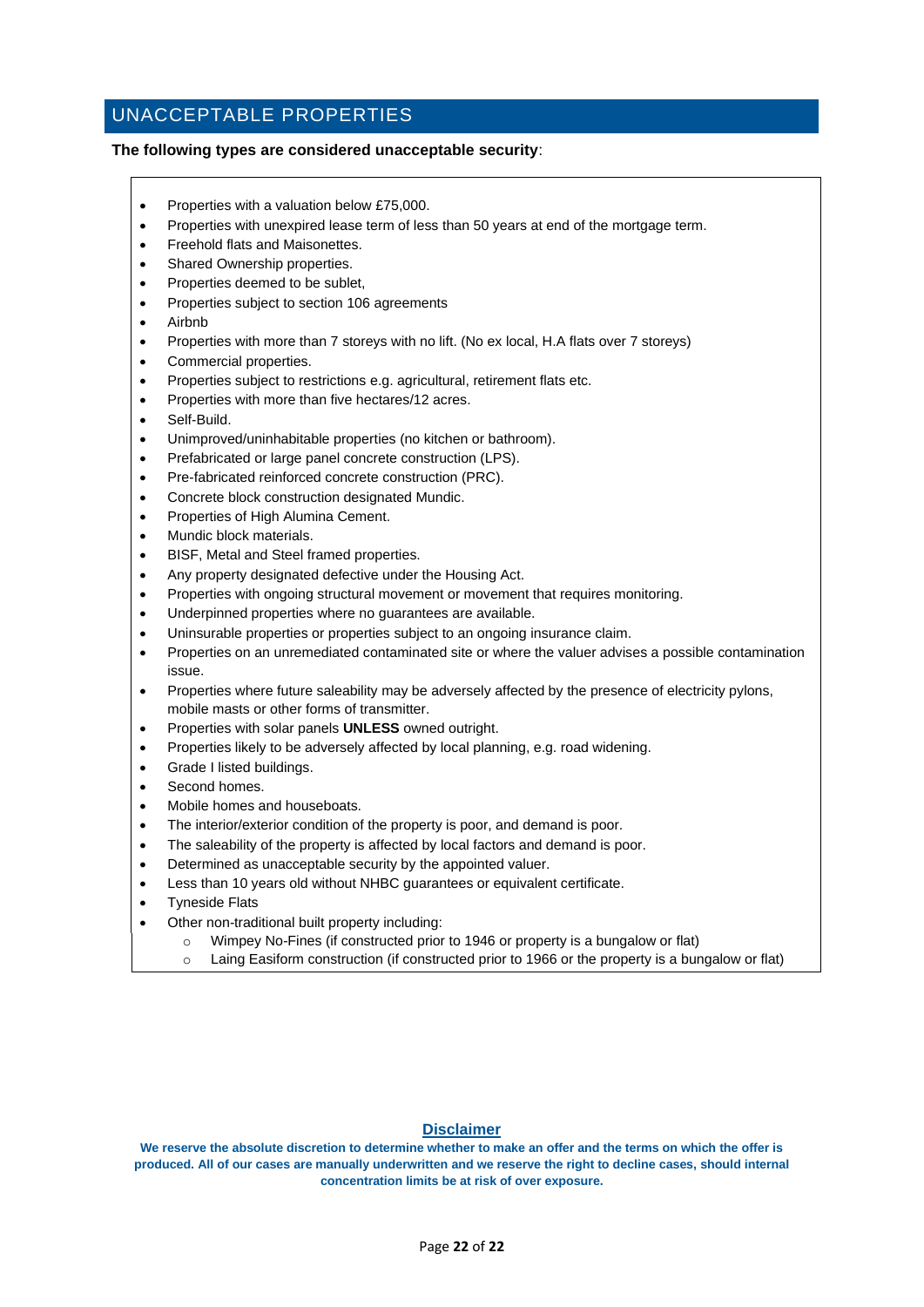## UNACCEPTABLE PROPERTIES

**The following types are considered unacceptable security**:

- Properties with a valuation below £75,000.
- Properties with unexpired lease term of less than 50 years at end of the mortgage term.
- Freehold flats and Maisonettes.
- Shared Ownership properties.
- Properties deemed to be sublet,
- Properties subject to section 106 agreements
- Airbnb
- Properties with more than 7 storeys with no lift. (No ex local, H.A flats over 7 storeys)
- Commercial properties.
- Properties subject to restrictions e.g. agricultural, retirement flats etc.
- Properties with more than five hectares/12 acres.
- Self-Build.
- Unimproved/uninhabitable properties (no kitchen or bathroom).
- Prefabricated or large panel concrete construction (LPS).
- Pre-fabricated reinforced concrete construction (PRC).
- Concrete block construction designated Mundic.
- Properties of High Alumina Cement.
- Mundic block materials.
- BISF, Metal and Steel framed properties.
- Any property designated defective under the Housing Act.
- Properties with ongoing structural movement or movement that requires monitoring.
- Underpinned properties where no guarantees are available.
- Uninsurable properties or properties subject to an ongoing insurance claim.
- Properties on an unremediated contaminated site or where the valuer advises a possible contamination issue.
- Properties where future saleability may be adversely affected by the presence of electricity pylons, mobile masts or other forms of transmitter.
- Properties with solar panels **UNLESS** owned outright.
- Properties likely to be adversely affected by local planning, e.g. road widening.
- Grade I listed buildings.
- Second homes.
- Mobile homes and houseboats.
- The interior/exterior condition of the property is poor, and demand is poor.
- The saleability of the property is affected by local factors and demand is poor.
- Determined as unacceptable security by the appointed valuer.
- Less than 10 years old without NHBC guarantees or equivalent certificate.
- Tyneside Flats
- Other non-traditional built property including:
  - Wimpey No-Fines (if constructed prior to 1946 or property is a bungalow or flat)
  - Laing Easiform construction (if constructed prior to 1966 or the property is a bungalow or flat)

**Disclaimer**

**We reserve the absolute discretion to determine whether to make an offer and the terms on which the offer is produced. All of our cases are manually underwritten and we reserve the right to decline cases, should internal concentration limits be at risk of over exposure.**